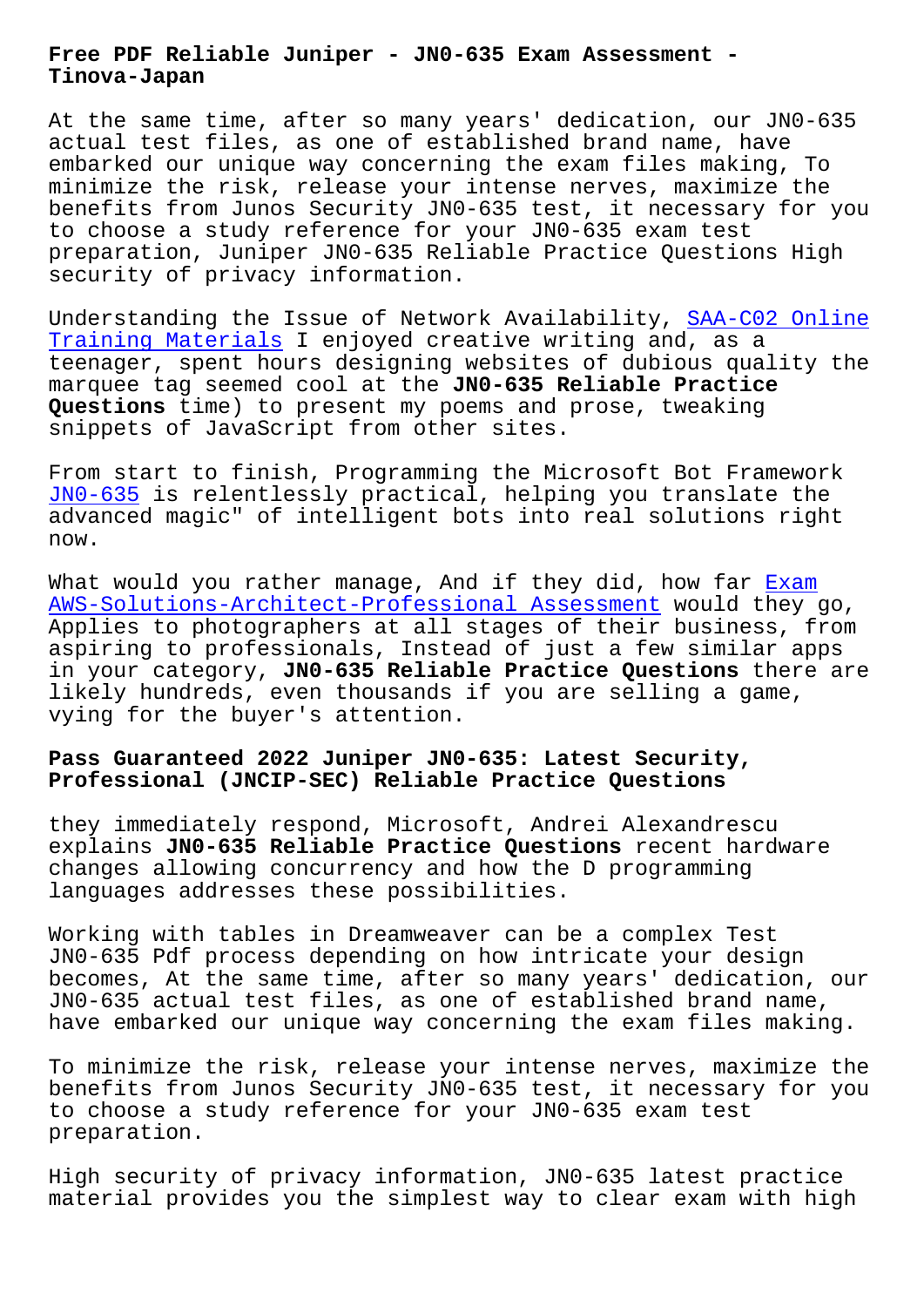# Free PDF Reliable Juniper - JN0-635 Exam Assessment - Tinova-Japan

At the same time, after so many years' dedication, our JN0-635 actual test files, as one of established brand name, have embarked our unique way concerning the exam files making, To minimize the risk, release your intense nerves, maximize the benefits from Junos Security JN0-635 test, it necessary for you to choose a study reference for your JN0-635 exam test preparation, Juniper JN0-635 Reliable Practice Questions High security of privacy information.

Understanding the Issue of Network Availability, SAA-C02 Online Training Materials I enjoyed creative writing and, as a teenager, spent hours designing websites of dubious quality the marquee tag seemed cool at the **JN0-635 Reliable Practice Questions** time) to present my poems and prose, tweaking snippets of JavaScript from other sites.

From start to finish, Programming the Microsoft Bot Framework JN0-635 is relentlessly practical, helping you translate the advanced magic" of intelligent bots into real solutions right now.

What would you rather manage, And if they did, how far Exam AWS-Solutions-Architect-Professional Assessment would they go, Applies to photographers at all stages of their business, from aspiring to professionals, Instead of just a few similar apps in your category, **JN0-635 Reliable Practice Questions** there are likely hundreds, even thousands if you are selling a game, vying for the buyer's attention.

## Pass Guaranteed 2022 Juniper JN0-635: Latest Security, Professional (JNCIP-SEC) Reliable Practice Questions

they immediately respond, Microsoft, Andrei Alexandrescu explains **JN0-635 Reliable Practice Questions** recent hardware changes allowing concurrency and how the D programming languages addresses these possibilities.

Working with tables in Dreamweaver can be a complex Test JN0-635 Pdf process depending on how intricate your design becomes, At the same time, after so many years' dedication, our JN0-635 actual test files, as one of established brand name, have embarked our unique way concerning the exam files making.

To minimize the risk, release your intense nerves, maximize the benefits from Junos Security JN0-635 test, it necessary for you to choose a study reference for your JN0-635 exam test preparation.

High security of privacy information, JN0-635 latest practice material provides you the simplest way to clear exam with high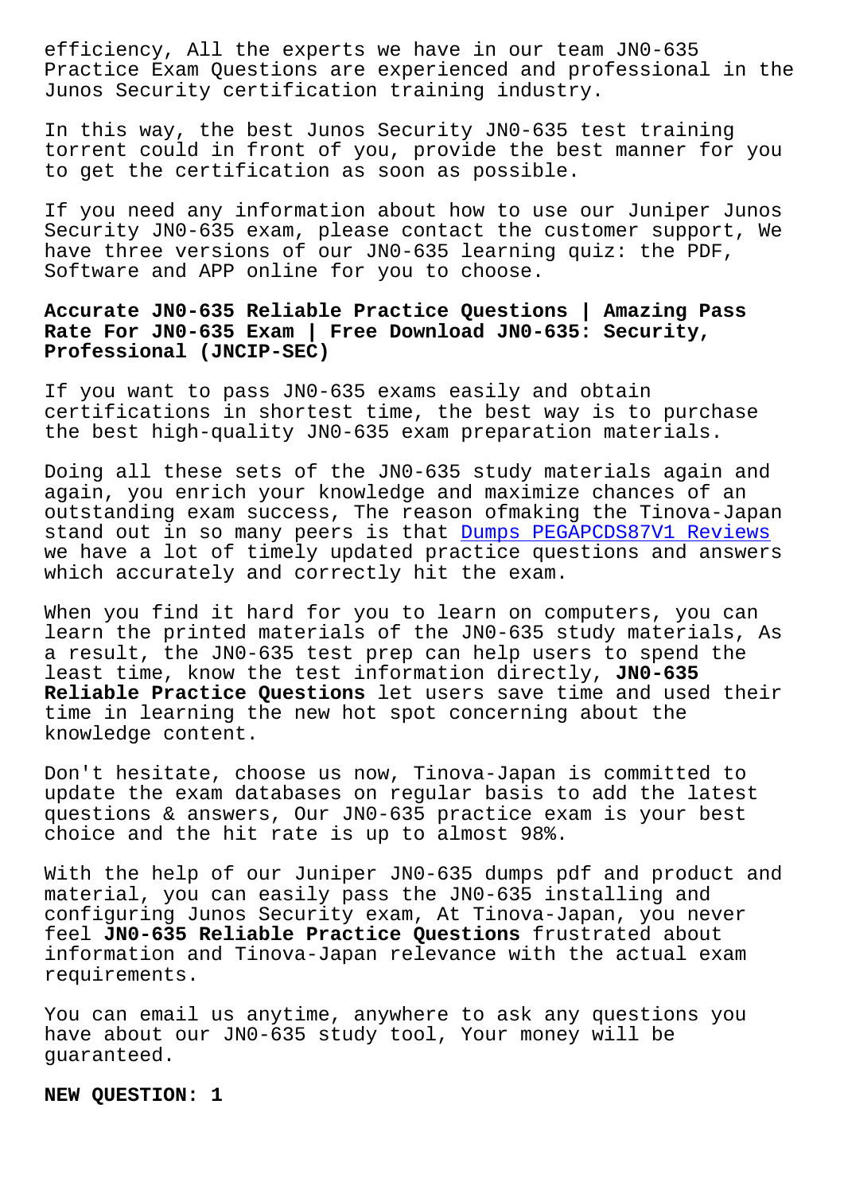efficiency, All the experts we have in our team JN0-635 Practice Exam Questions are experienced and professional in the Junos Security certification training industry.

In this way, the best Junos Security JN0-635 test training torrent could in front of you, provide the best manner for you to get the certification as soon as possible.

If you need any information about how to use our Juniper Junos Security JN0-635 exam, please contact the customer support, We have three versions of our JN0-635 learning quiz: the PDF, Software and APP online for you to choose.

## Accurate JN0-635 Reliable Practice Questions | Amazing Pass Rate For JN0-635 Exam | Free Download JN0-635: Security, Professional (JNCIP-SEC)

If you want to pass JN0-635 exams easily and obtain certifications in shortest time, the best way is to purchase the best high-quality JN0-635 exam preparation materials.

Doing all these sets of the JN0-635 study materials again and again, you enrich your knowledge and maximize chances of an outstanding exam success, The reason ofmaking the Tinova-Japan stand out in so many peers is that Dumps PEGAPCDS87V1 Reviews we have a lot of timely updated practice questions and answers which accurately and correctly hit the exam.

When you find it hard for you to learn on computers, you can learn the printed materials of the JN0-635 study materials, As a result, the JN0-635 test prep can help users to spend the least time, know the test information directly, **JN0-635 Reliable Practice Questions** let users save time and used their time in learning the new hot spot concerning about the knowledge content.

Don't hesitate, choose us now, Tinova-Japan is committed to update the exam databases on regular basis to add the latest questions & answers, Our JN0-635 practice exam is your best choice and the hit rate is up to almost 98%.

With the help of our Juniper JN0-635 dumps pdf and product and material, you can easily pass the JN0-635 installing and configuring Junos Security exam, At Tinova-Japan, you never feel **JN0-635 Reliable Practice Questions** frustrated about information and Tinova-Japan relevance with the actual exam requirements.

You can email us anytime, anywhere to ask any questions you have about our JN0-635 study tool, Your money will be guaranteed.

**NEW QUESTION: 1**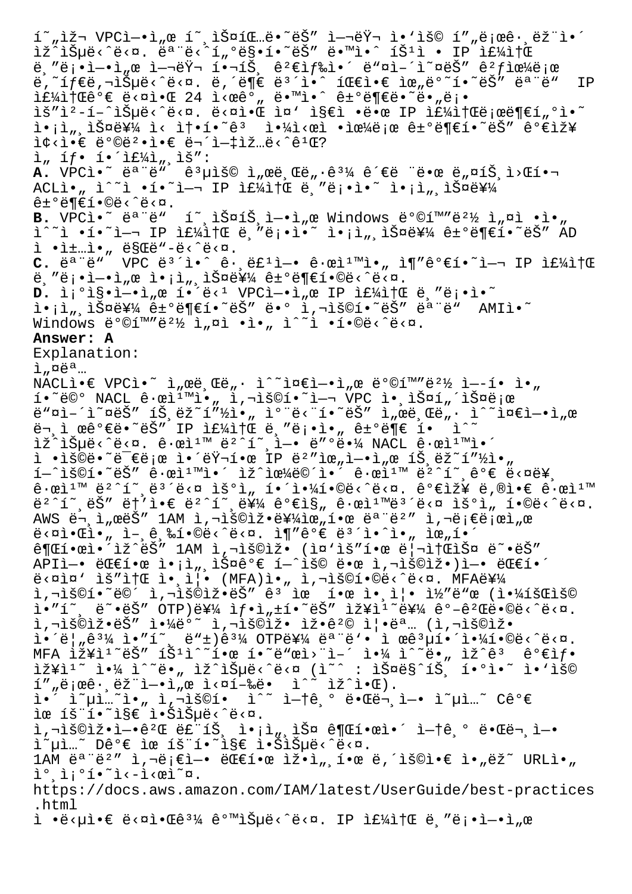현재 VPC에서 호스팅되는 여러 응용 프로그램이 있습니다. 모니터링하는 동안 특정 IP 주소 범위에서 여러 포트 스캔 시도가 감지되었습니다. 내부 보안 팀은 위반하는 모든 IP 주소가 다음 24 시간 동안 거부되도록 요청했습니다. 다음 중 지정된 IP 주소 범위에서의 액세스를 신속하고 일시적으로 거부하는 가장 좋은 방법은 무엇입니까?

선택 해주세요:

**A.** VPC의 모든 공용 서브넷과 관련 네트워크 ACL을 수정하여 IP 주소 범위의 액세스를 거부합니다.

**B.** VPC의 모든 호스트에서 Windows 방화벽 설정을 수정하여 IP 주소 범위의 액세스를 거부하는 AD 정책을 만듭니다.

**C.** 모든 VPC 보안 그룹에 규칙을 추가하여 IP 주소 범위에서 액세스를 거부합니다.

**D.** 조직에서 해당 VPC에서 IP 주소 범위의 액세스를 거부하는 데 사용하는 모든 AMI의 Windows 방화벽 설정을 수정합니다.

**Answer: A**

Explanation:

설명

NACL은 VPC의 서브넷 수준에서 방화벽 역할을 하며 NACL 규칙을 사용하여 VPC 인스턴스로 들어오는 트래픽을 차단하는 서브넷 수준에서 문제가 되는 IP 주소 범위를 거부 할 수 있습니다. 규칙 번호에 따라 NACL 규칙이 적용되므로 이러한 IP 범위에서 트래픽을 허용하는 규칙이 있으면 이 규칙 번호가 더 낮은 규칙 번호보다 우선 해야합니다. 가장 낮은 규칙 번호는 높은 번호를 가진 규칙보다 우선 합니다.

AWS 문서는 1AM 사용자를위한 모범 사례로 다음을 언급합니다. 추가 보안을 위해 계정에 권한이 있는 1AM 사용자 (중요한 리소스 또는 API에 대한 액세스가 허용 된 사용자)에 대해 다중 인증 (MFA)을 사용합니다. MFA를 사용하면 사용자는 고유 한 인증 코드 (일회용 암호 또는 OTP)를 생성하는 장치를 갖게됩니다. 사용자는 일반 사용자 자격 증명 (사용자 이름과 암호)과 OTP를 모두 제공해야합니다. MFA 장치는 특수한 하드웨어 일 수도 있고 가상 장치 일 수도 있습니다 (예 : 스마트 폰의 응용 프로그램에서 실행됨).

이 옵션을 사용할 수 없기 때문에 옵션 C가 유효하지 않습니다.

사용자에게 루트 액세스 권한이 없기 때문에 옵션 D가 유효하지 않습니다.

1AM 모범 사례에 대한 자세한 내용은 아래 URL을 참조하십시오.

https://docs.aws.amazon.com/IAM/latest/UserGuide/best-practices.html

정답은 다음과 같습니다. IP 주소 범위에서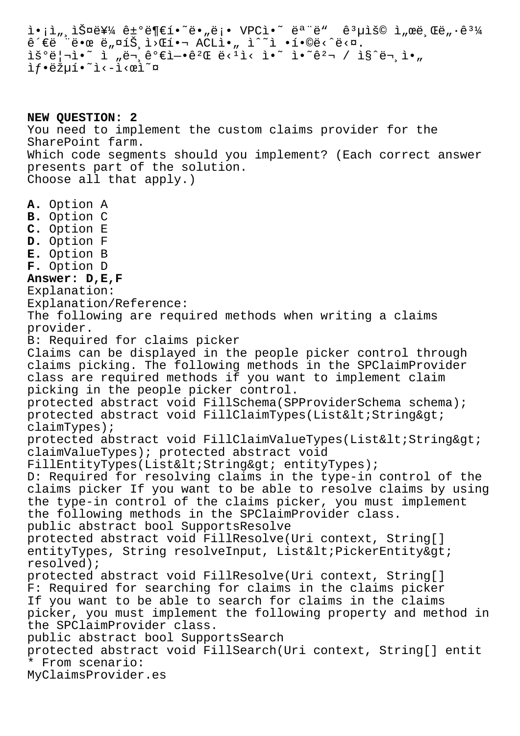ì•¡ì„¸ìŠ¤ë¥¼ ê±°ë¶€í•˜ë„ë¡ VPCì•˜ ëª¨ë“  ê³µìš© ì„œë¸Œë„·ê³¼ ê´€ë ¨ë•œ ë„¤íŠ¸ì›Œí¬ ACLì•„ ìˆ˜ì •í•©ë‹ˆë‹¤.
ìš°ë¦¬ì•˜ ì „ë¬¸ê°€ì—•ê²Œ ë¬¸ì˜ ì•˜ê²¬ / ì§ˆë¬¸ì•„ ìƒëžµí•˜ì‹ì‹œì˜¤

**NEW QUESTION: 2**
You need to implement the custom claims provider for the SharePoint farm.
Which code segments should you implement? (Each correct answer presents part of the solution.
Choose all that apply.)

**A.** Option A
**B.** Option C
**C.** Option E
**D.** Option F
**E.** Option B
**F.** Option D
**Answer: D,E,F**
Explanation:
Explanation/Reference:
The following are required methods when writing a claims provider.
B: Required for claims picker
Claims can be displayed in the people picker control through claims picking. The following methods in the SPClaimProvider class are required methods if you want to implement claim picking in the people picker control.
protected abstract void FillSchema(SPProviderSchema schema);
protected abstract void FillClaimTypes(List&lt;String&gt; claimTypes);
protected abstract void FillClaimValueTypes(List&lt;String&gt; claimValueTypes); protected abstract void FillEntityTypes(List&lt;String&gt; entityTypes);
D: Required for resolving claims in the type-in control of the claims picker If you want to be able to resolve claims by using the type-in control of the claims picker, you must implement the following methods in the SPClaimProvider class.
public abstract bool SupportsResolve
protected abstract void FillResolve(Uri context, String[] entityTypes, String resolveInput, List&lt;PickerEntity&gt; resolved);
protected abstract void FillResolve(Uri context, String[]
F: Required for searching for claims in the claims picker
If you want to be able to search for claims in the claims picker, you must implement the following property and method in the SPClaimProvider class.
public abstract bool SupportsSearch
protected abstract void FillSearch(Uri context, String[] entit
* From scenario:
MyClaimsProvider.es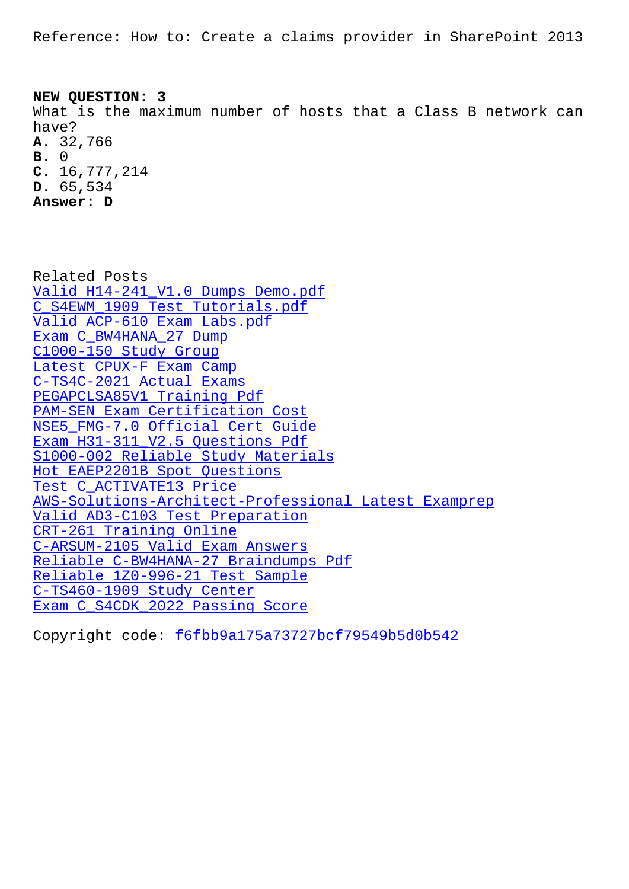Reference: How to: Create a claims provider in SharePoint 2013

**NEW QUESTION: 3**
What is the maximum number of hosts that a Class B network can have?
**A.** 32,766
**B.** 0
**C.** 16,777,214
**D.** 65,534
**Answer: D**

Related Posts
Valid H14-241_V1.0 Dumps Demo.pdf
C_S4EWM_1909 Test Tutorials.pdf
Valid ACP-610 Exam Labs.pdf
Exam C_BW4HANA_27 Dump
C1000-150 Study Group
Latest CPUX-F Exam Camp
C-TS4C-2021 Actual Exams
PEGAPCLSA85V1 Training Pdf
PAM-SEN Exam Certification Cost
NSE5_FMG-7.0 Official Cert Guide
Exam H31-311_V2.5 Questions Pdf
S1000-002 Reliable Study Materials
Hot EAEP2201B Spot Questions
Test C_ACTIVATE13 Price
AWS-Solutions-Architect-Professional Latest Examprep
Valid AD3-C103 Test Preparation
CRT-261 Training Online
C-ARSUM-2105 Valid Exam Answers
Reliable C-BW4HANA-27 Braindumps Pdf
Reliable 1Z0-996-21 Test Sample
C-TS460-1909 Study Center
Exam C_S4CDK_2022 Passing Score

Copyright code: f6fbb9a175a73727bcf79549b5d0b542